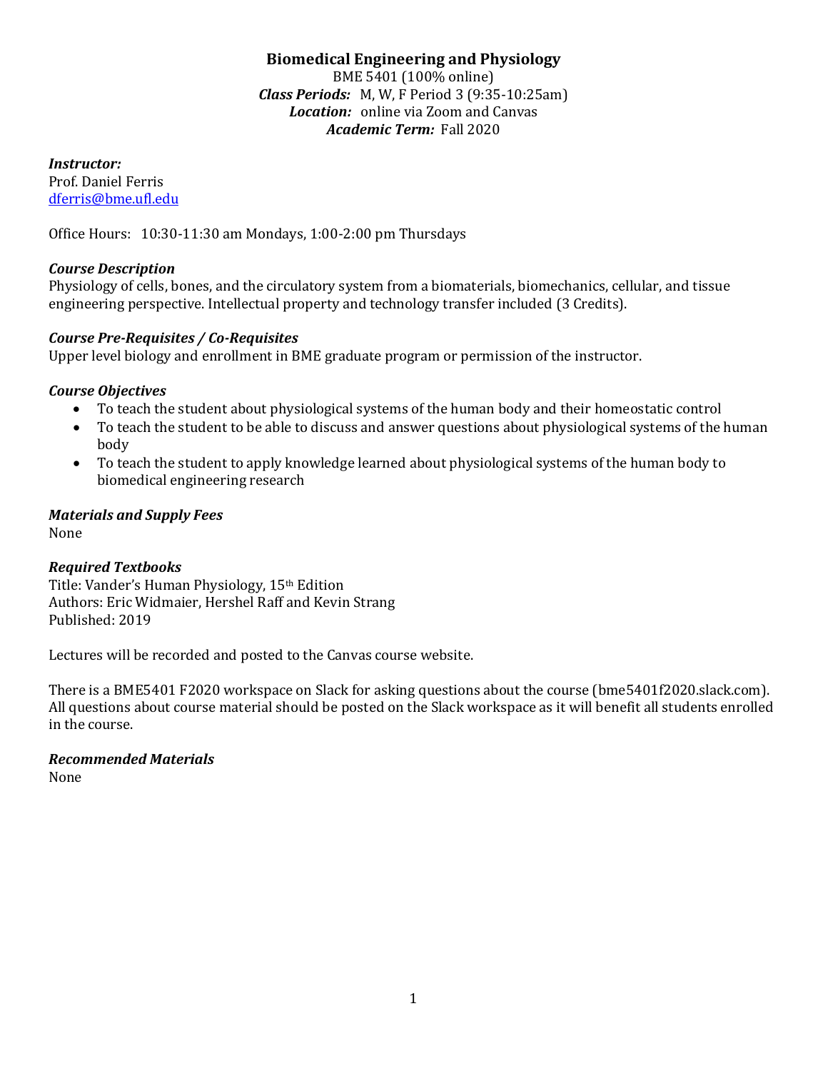# Biomedical Engineering and Physiology

BME 5401 (100% online)
***Class Periods:*** M, W, F Period 3 (9:35-10:25am)
***Location:*** online via Zoom and Canvas
***Academic Term:*** Fall 2020

***Instructor:***
Prof. Daniel Ferris
dferris@bme.ufl.edu

Office Hours: 10:30-11:30 am Mondays, 1:00-2:00 pm Thursdays

### *Course Description*

Physiology of cells, bones, and the circulatory system from a biomaterials, biomechanics, cellular, and tissue engineering perspective. Intellectual property and technology transfer included (3 Credits).

### *Course Pre-Requisites / Co-Requisites*

Upper level biology and enrollment in BME graduate program or permission of the instructor.

### *Course Objectives*

- To teach the student about physiological systems of the human body and their homeostatic control
- To teach the student to be able to discuss and answer questions about physiological systems of the human body
- To teach the student to apply knowledge learned about physiological systems of the human body to biomedical engineering research

### *Materials and Supply Fees*

None

### *Required Textbooks*

Title: Vander's Human Physiology, 15th Edition
Authors: Eric Widmaier, Hershel Raff and Kevin Strang
Published: 2019

Lectures will be recorded and posted to the Canvas course website.

There is a BME5401 F2020 workspace on Slack for asking questions about the course (bme5401f2020.slack.com). All questions about course material should be posted on the Slack workspace as it will benefit all students enrolled in the course.

### *Recommended Materials*

None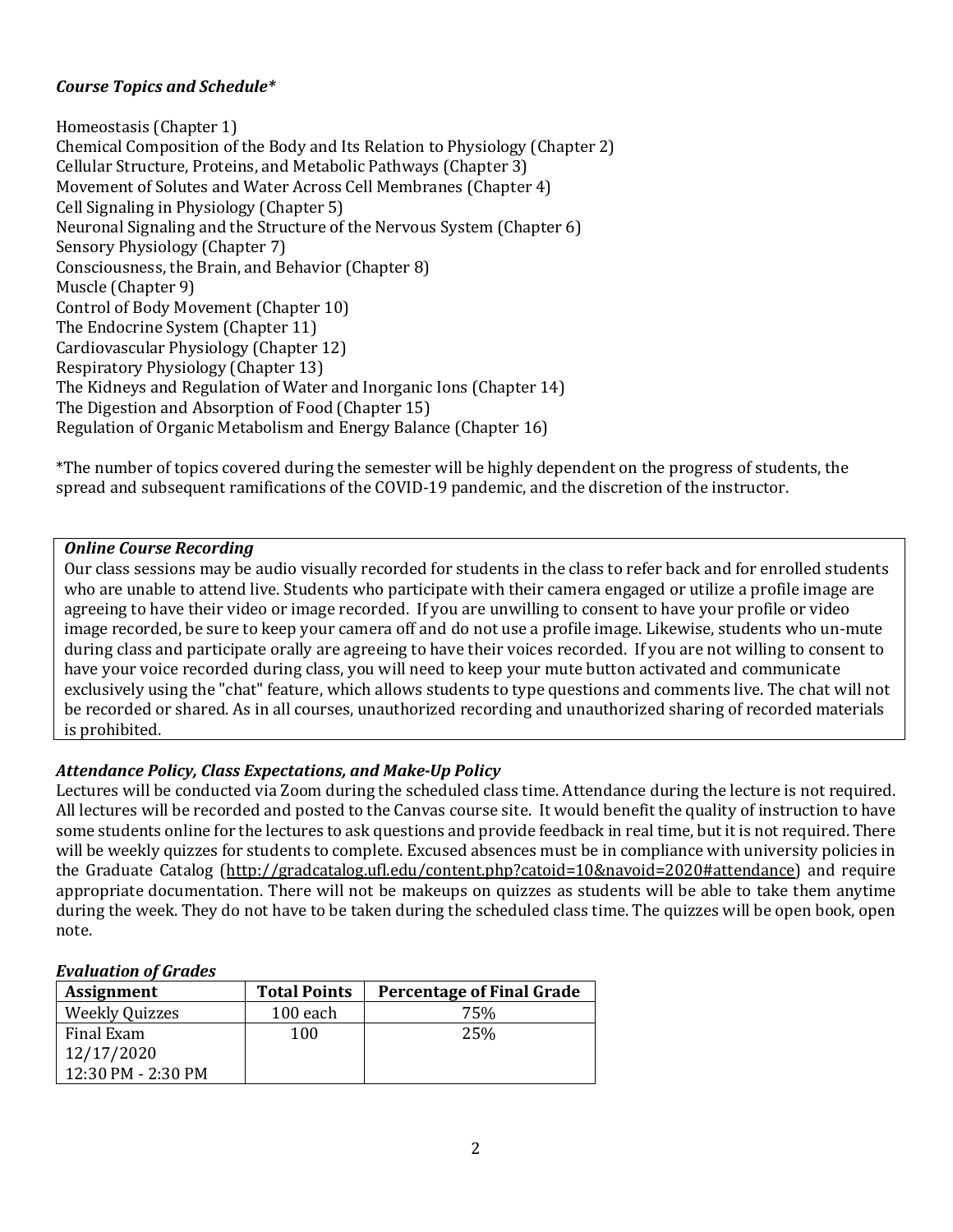***Course Topics and Schedule****

Homeostasis (Chapter 1)
Chemical Composition of the Body and Its Relation to Physiology (Chapter 2)
Cellular Structure, Proteins, and Metabolic Pathways (Chapter 3)
Movement of Solutes and Water Across Cell Membranes (Chapter 4)
Cell Signaling in Physiology (Chapter 5)
Neuronal Signaling and the Structure of the Nervous System (Chapter 6)
Sensory Physiology (Chapter 7)
Consciousness, the Brain, and Behavior (Chapter 8)
Muscle (Chapter 9)
Control of Body Movement (Chapter 10)
The Endocrine System (Chapter 11)
Cardiovascular Physiology (Chapter 12)
Respiratory Physiology (Chapter 13)
The Kidneys and Regulation of Water and Inorganic Ions (Chapter 14)
The Digestion and Absorption of Food (Chapter 15)
Regulation of Organic Metabolism and Energy Balance (Chapter 16)

*The number of topics covered during the semester will be highly dependent on the progress of students, the spread and subsequent ramifications of the COVID-19 pandemic, and the discretion of the instructor.

***Online Course Recording***

Our class sessions may be audio visually recorded for students in the class to refer back and for enrolled students who are unable to attend live. Students who participate with their camera engaged or utilize a profile image are agreeing to have their video or image recorded. If you are unwilling to consent to have your profile or video image recorded, be sure to keep your camera off and do not use a profile image. Likewise, students who un-mute during class and participate orally are agreeing to have their voices recorded. If you are not willing to consent to have your voice recorded during class, you will need to keep your mute button activated and communicate exclusively using the "chat" feature, which allows students to type questions and comments live. The chat will not be recorded or shared. As in all courses, unauthorized recording and unauthorized sharing of recorded materials is prohibited.

***Attendance Policy, Class Expectations, and Make-Up Policy***

Lectures will be conducted via Zoom during the scheduled class time. Attendance during the lecture is not required. All lectures will be recorded and posted to the Canvas course site. It would benefit the quality of instruction to have some students online for the lectures to ask questions and provide feedback in real time, but it is not required. There will be weekly quizzes for students to complete. Excused absences must be in compliance with university policies in the Graduate Catalog (http://gradcatalog.ufl.edu/content.php?catoid=10&navoid=2020#attendance) and require appropriate documentation. There will not be makeups on quizzes as students will be able to take them anytime during the week. They do not have to be taken during the scheduled class time. The quizzes will be open book, open note.

***Evaluation of Grades***

| Assignment | Total Points | Percentage of Final Grade |
|---|---|---|
| Weekly Quizzes | 100 each | 75% |
| Final Exam 12/17/2020 12:30 PM - 2:30 PM | 100 | 25% |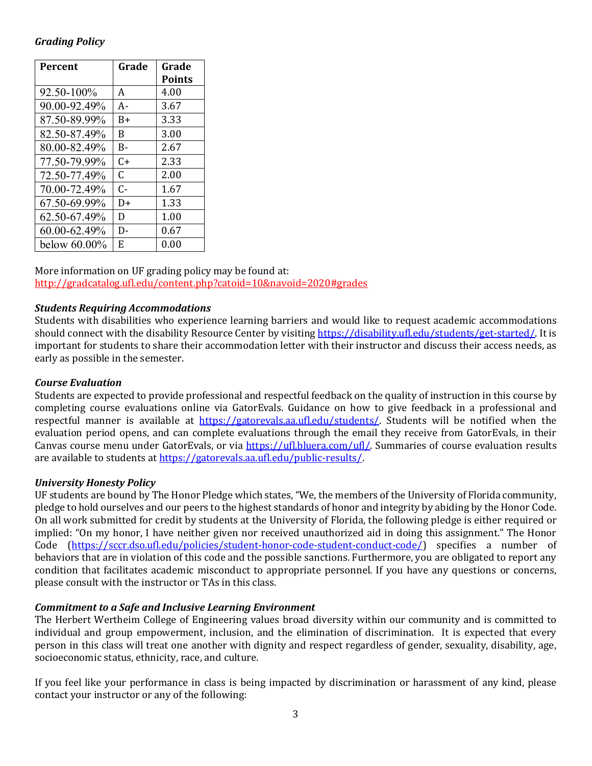### *Grading Policy*

| Percent | Grade | Grade Points |
|---|---|---|
| 92.50-100% | A | 4.00 |
| 90.00-92.49% | A- | 3.67 |
| 87.50-89.99% | B+ | 3.33 |
| 82.50-87.49% | B | 3.00 |
| 80.00-82.49% | B- | 2.67 |
| 77.50-79.99% | C+ | 2.33 |
| 72.50-77.49% | C | 2.00 |
| 70.00-72.49% | C- | 1.67 |
| 67.50-69.99% | D+ | 1.33 |
| 62.50-67.49% | D | 1.00 |
| 60.00-62.49% | D- | 0.67 |
| below 60.00% | E | 0.00 |

More information on UF grading policy may be found at:
http://gradcatalog.ufl.edu/content.php?catoid=10&navoid=2020#grades

### *Students Requiring Accommodations*

Students with disabilities who experience learning barriers and would like to request academic accommodations should connect with the disability Resource Center by visiting https://disability.ufl.edu/students/get-started/. It is important for students to share their accommodation letter with their instructor and discuss their access needs, as early as possible in the semester.

### *Course Evaluation*

Students are expected to provide professional and respectful feedback on the quality of instruction in this course by completing course evaluations online via GatorEvals. Guidance on how to give feedback in a professional and respectful manner is available at https://gatorevals.aa.ufl.edu/students/. Students will be notified when the evaluation period opens, and can complete evaluations through the email they receive from GatorEvals, in their Canvas course menu under GatorEvals, or via https://ufl.bluera.com/ufl/. Summaries of course evaluation results are available to students at https://gatorevals.aa.ufl.edu/public-results/.

### *University Honesty Policy*

UF students are bound by The Honor Pledge which states, "We, the members of the University of Florida community, pledge to hold ourselves and our peers to the highest standards of honor and integrity by abiding by the Honor Code. On all work submitted for credit by students at the University of Florida, the following pledge is either required or implied: "On my honor, I have neither given nor received unauthorized aid in doing this assignment." The Honor Code (https://sccr.dso.ufl.edu/policies/student-honor-code-student-conduct-code/) specifies a number of behaviors that are in violation of this code and the possible sanctions. Furthermore, you are obligated to report any condition that facilitates academic misconduct to appropriate personnel. If you have any questions or concerns, please consult with the instructor or TAs in this class.

### *Commitment to a Safe and Inclusive Learning Environment*

The Herbert Wertheim College of Engineering values broad diversity within our community and is committed to individual and group empowerment, inclusion, and the elimination of discrimination. It is expected that every person in this class will treat one another with dignity and respect regardless of gender, sexuality, disability, age, socioeconomic status, ethnicity, race, and culture.

If you feel like your performance in class is being impacted by discrimination or harassment of any kind, please contact your instructor or any of the following: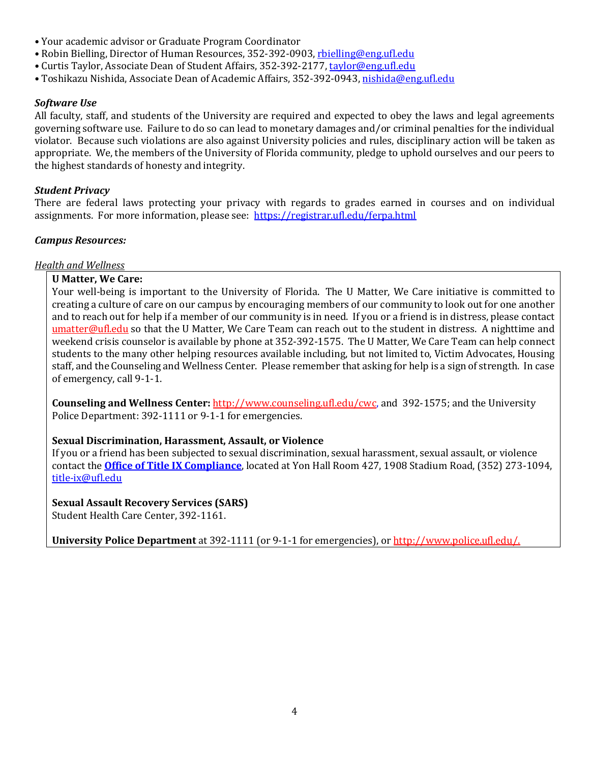- Your academic advisor or Graduate Program Coordinator
- Robin Bielling, Director of Human Resources, 352-392-0903, rbielling@eng.ufl.edu
- Curtis Taylor, Associate Dean of Student Affairs, 352-392-2177, taylor@eng.ufl.edu
- Toshikazu Nishida, Associate Dean of Academic Affairs, 352-392-0943, nishida@eng.ufl.edu

### *Software Use*

All faculty, staff, and students of the University are required and expected to obey the laws and legal agreements governing software use. Failure to do so can lead to monetary damages and/or criminal penalties for the individual violator. Because such violations are also against University policies and rules, disciplinary action will be taken as appropriate. We, the members of the University of Florida community, pledge to uphold ourselves and our peers to the highest standards of honesty and integrity.

### *Student Privacy*

There are federal laws protecting your privacy with regards to grades earned in courses and on individual assignments. For more information, please see: https://registrar.ufl.edu/ferpa.html

### *Campus Resources:*

#### Health and Wellness

**U Matter, We Care:**
Your well-being is important to the University of Florida. The U Matter, We Care initiative is committed to creating a culture of care on our campus by encouraging members of our community to look out for one another and to reach out for help if a member of our community is in need. If you or a friend is in distress, please contact umatter@ufl.edu so that the U Matter, We Care Team can reach out to the student in distress. A nighttime and weekend crisis counselor is available by phone at 352-392-1575. The U Matter, We Care Team can help connect students to the many other helping resources available including, but not limited to, Victim Advocates, Housing staff, and the Counseling and Wellness Center. Please remember that asking for help is a sign of strength. In case of emergency, call 9-1-1.

**Counseling and Wellness Center:** http://www.counseling.ufl.edu/cwc, and 392-1575; and the University Police Department: 392-1111 or 9-1-1 for emergencies.

**Sexual Discrimination, Harassment, Assault, or Violence**
If you or a friend has been subjected to sexual discrimination, sexual harassment, sexual assault, or violence contact the **Office of Title IX Compliance**, located at Yon Hall Room 427, 1908 Stadium Road, (352) 273-1094, title-ix@ufl.edu

**Sexual Assault Recovery Services (SARS)**
Student Health Care Center, 392-1161.

**University Police Department** at 392-1111 (or 9-1-1 for emergencies), or http://www.police.ufl.edu/.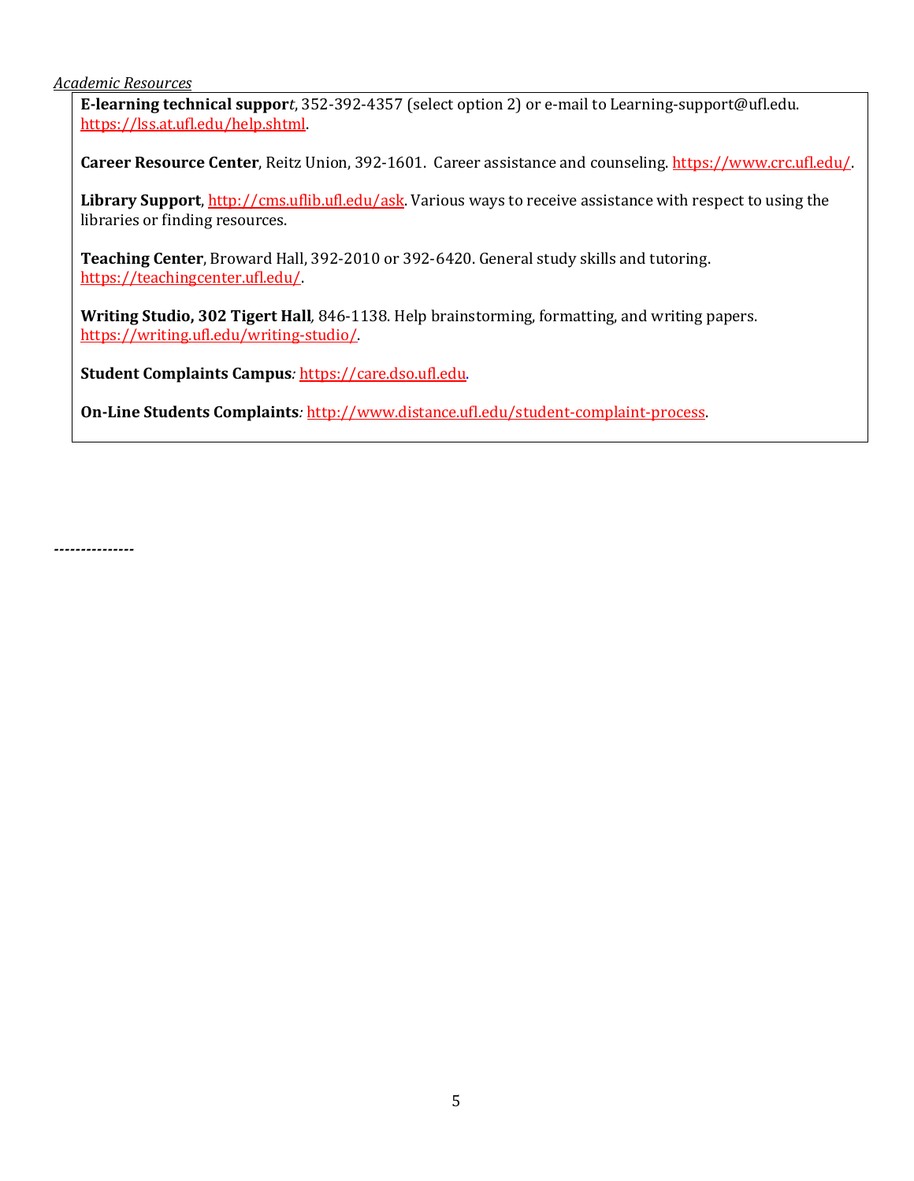*Academic Resources*

**E-learning technical support**, 352-392-4357 (select option 2) or e-mail to Learning-support@ufl.edu. https://lss.at.ufl.edu/help.shtml.

**Career Resource Center**, Reitz Union, 392-1601. Career assistance and counseling. https://www.crc.ufl.edu/.

**Library Support**, http://cms.uflib.ufl.edu/ask. Various ways to receive assistance with respect to using the libraries or finding resources.

**Teaching Center**, Broward Hall, 392-2010 or 392-6420. General study skills and tutoring. https://teachingcenter.ufl.edu/.

**Writing Studio, 302 Tigert Hall**, 846-1138. Help brainstorming, formatting, and writing papers. https://writing.ufl.edu/writing-studio/.

**Student Complaints Campus***:* https://care.dso.ufl.edu.

**On-Line Students Complaints***:* http://www.distance.ufl.edu/student-complaint-process.

**--------------**